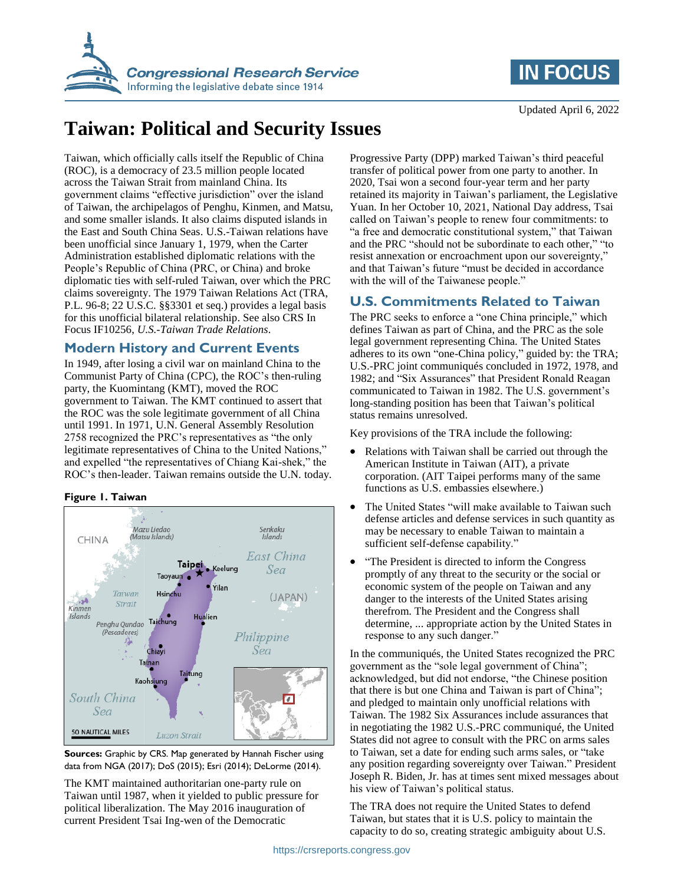Updated April 6, 2022

# Taiwan: Political and Security Issues

Taiwan, which officially calls itself the Republic of China (ROC), is a democracy of 23.5 million people located across the Taiwan Strait from mainland China. Its government claims "effective jurisdiction" over the island of Taiwan, the archipelagos of Penghu, Kinmen, and Matsu, and some smaller islands. It also claims disputed islands in the East and South China Seas. U.S.-Taiwan relations have been unofficial since January 1, 1979, when the Carter Administration established diplomatic relations with the People's Republic of China (PRC, or China) and broke diplomatic ties with self-ruled Taiwan, over which the PRC claims sovereignty. The 1979 Taiwan Relations Act (TRA, P.L. 96-8; 22 U.S.C. §§3301 et seq.) provides a legal basis for this unofficial bilateral relationship. See also CRS In Focus IF10256, *U.S.-Taiwan Trade Relations*.

## Modern History and Current Events

In 1949, after losing a civil war on mainland China to the Communist Party of China (CPC), the ROC's then-ruling party, the Kuomintang (KMT), moved the ROC government to Taiwan. The KMT continued to assert that the ROC was the sole legitimate government of all China until 1991. In 1971, U.N. General Assembly Resolution 2758 recognized the PRC's representatives as "the only legitimate representatives of China to the United Nations," and expelled "the representatives of Chiang Kai-shek," the ROC's then-leader. Taiwan remains outside the U.N. today.

**Figure 1. Taiwan**

**Sources:** Graphic by CRS. Map generated by Hannah Fischer using data from NGA (2017); DoS (2015); Esri (2014); DeLorme (2014).

The KMT maintained authoritarian one-party rule on Taiwan until 1987, when it yielded to public pressure for political liberalization. The May 2016 inauguration of current President Tsai Ing-wen of the Democratic Progressive Party (DPP) marked Taiwan's third peaceful transfer of political power from one party to another. In 2020, Tsai won a second four-year term and her party retained its majority in Taiwan's parliament, the Legislative Yuan. In her October 10, 2021, National Day address, Tsai called on Taiwan's people to renew four commitments: to "a free and democratic constitutional system," that Taiwan and the PRC "should not be subordinate to each other," "to resist annexation or encroachment upon our sovereignty," and that Taiwan's future "must be decided in accordance with the will of the Taiwanese people."

## U.S. Commitments Related to Taiwan

The PRC seeks to enforce a "one China principle," which defines Taiwan as part of China, and the PRC as the sole legal government representing China. The United States adheres to its own "one-China policy," guided by: the TRA; U.S.-PRC joint communiqués concluded in 1972, 1978, and 1982; and "Six Assurances" that President Ronald Reagan communicated to Taiwan in 1982. The U.S. government's long-standing position has been that Taiwan's political status remains unresolved.

Key provisions of the TRA include the following:

- Relations with Taiwan shall be carried out through the American Institute in Taiwan (AIT), a private corporation. (AIT Taipei performs many of the same functions as U.S. embassies elsewhere.)
- The United States "will make available to Taiwan such defense articles and defense services in such quantity as may be necessary to enable Taiwan to maintain a sufficient self-defense capability."
- "The President is directed to inform the Congress promptly of any threat to the security or the social or economic system of the people on Taiwan and any danger to the interests of the United States arising therefrom. The President and the Congress shall determine, ... appropriate action by the United States in response to any such danger."

In the communiqués, the United States recognized the PRC government as the "sole legal government of China"; acknowledged, but did not endorse, "the Chinese position that there is but one China and Taiwan is part of China"; and pledged to maintain only unofficial relations with Taiwan. The 1982 Six Assurances include assurances that in negotiating the 1982 U.S.-PRC communiqué, the United States did not agree to consult with the PRC on arms sales to Taiwan, set a date for ending such arms sales, or "take any position regarding sovereignty over Taiwan." President Joseph R. Biden, Jr. has at times sent mixed messages about his view of Taiwan's political status.

The TRA does not require the United States to defend Taiwan, but states that it is U.S. policy to maintain the capacity to do so, creating strategic ambiguity about U.S.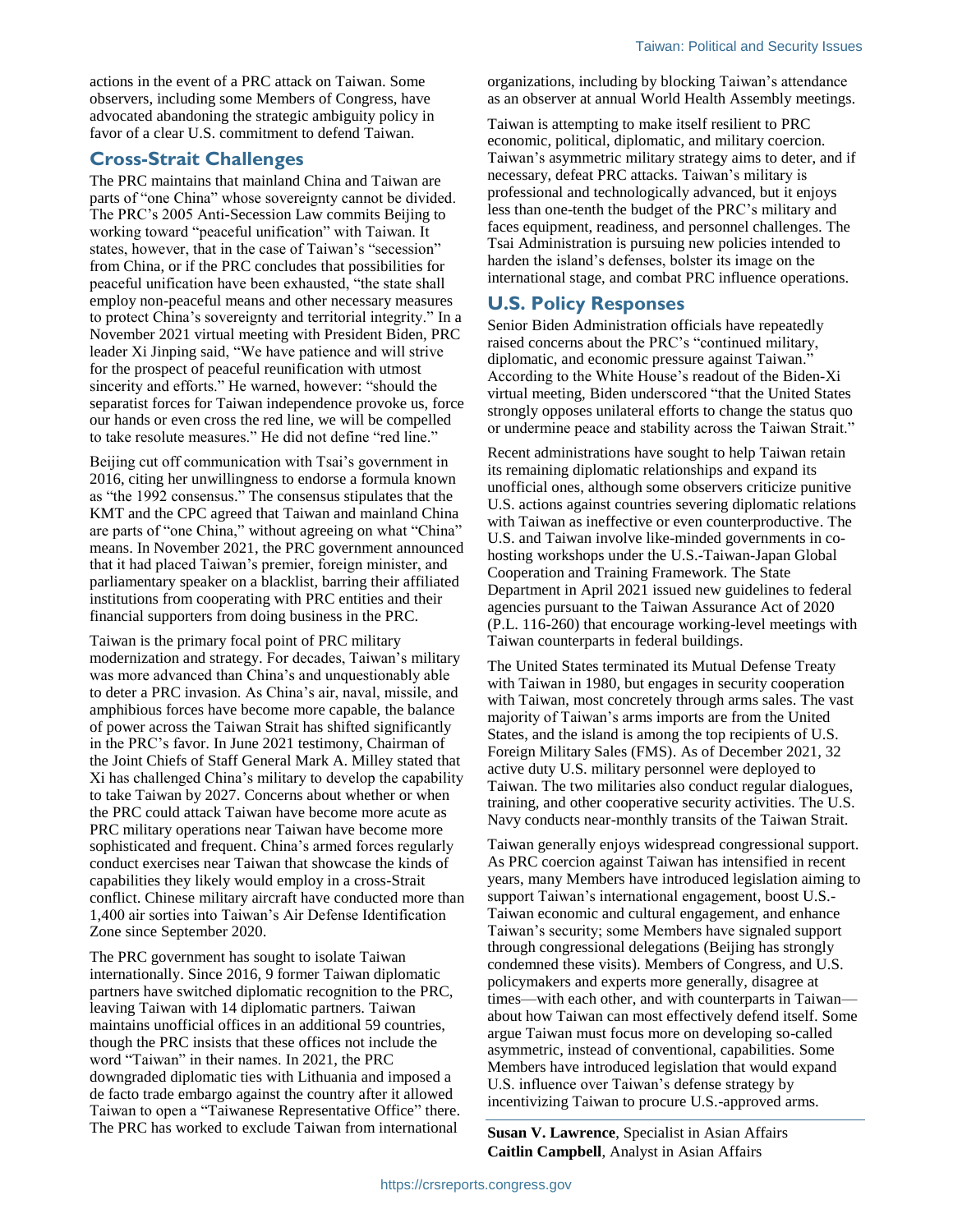actions in the event of a PRC attack on Taiwan. Some observers, including some Members of Congress, have advocated abandoning the strategic ambiguity policy in favor of a clear U.S. commitment to defend Taiwan.

## Cross-Strait Challenges

The PRC maintains that mainland China and Taiwan are parts of "one China" whose sovereignty cannot be divided. The PRC's 2005 Anti-Secession Law commits Beijing to working toward "peaceful unification" with Taiwan. It states, however, that in the case of Taiwan's "secession" from China, or if the PRC concludes that possibilities for peaceful unification have been exhausted, "the state shall employ non-peaceful means and other necessary measures to protect China's sovereignty and territorial integrity." In a November 2021 virtual meeting with President Biden, PRC leader Xi Jinping said, "We have patience and will strive for the prospect of peaceful reunification with utmost sincerity and efforts." He warned, however: "should the separatist forces for Taiwan independence provoke us, force our hands or even cross the red line, we will be compelled to take resolute measures." He did not define "red line."

Beijing cut off communication with Tsai's government in 2016, citing her unwillingness to endorse a formula known as "the 1992 consensus." The consensus stipulates that the KMT and the CPC agreed that Taiwan and mainland China are parts of "one China," without agreeing on what "China" means. In November 2021, the PRC government announced that it had placed Taiwan's premier, foreign minister, and parliamentary speaker on a blacklist, barring their affiliated institutions from cooperating with PRC entities and their financial supporters from doing business in the PRC.

Taiwan is the primary focal point of PRC military modernization and strategy. For decades, Taiwan's military was more advanced than China's and unquestionably able to deter a PRC invasion. As China's air, naval, missile, and amphibious forces have become more capable, the balance of power across the Taiwan Strait has shifted significantly in the PRC's favor. In June 2021 testimony, Chairman of the Joint Chiefs of Staff General Mark A. Milley stated that Xi has challenged China's military to develop the capability to take Taiwan by 2027. Concerns about whether or when the PRC could attack Taiwan have become more acute as PRC military operations near Taiwan have become more sophisticated and frequent. China's armed forces regularly conduct exercises near Taiwan that showcase the kinds of capabilities they likely would employ in a cross-Strait conflict. Chinese military aircraft have conducted more than 1,400 air sorties into Taiwan's Air Defense Identification Zone since September 2020.

The PRC government has sought to isolate Taiwan internationally. Since 2016, 9 former Taiwan diplomatic partners have switched diplomatic recognition to the PRC, leaving Taiwan with 14 diplomatic partners. Taiwan maintains unofficial offices in an additional 59 countries, though the PRC insists that these offices not include the word "Taiwan" in their names. In 2021, the PRC downgraded diplomatic ties with Lithuania and imposed a de facto trade embargo against the country after it allowed Taiwan to open a "Taiwanese Representative Office" there. The PRC has worked to exclude Taiwan from international organizations, including by blocking Taiwan's attendance as an observer at annual World Health Assembly meetings.

Taiwan is attempting to make itself resilient to PRC economic, political, diplomatic, and military coercion. Taiwan's asymmetric military strategy aims to deter, and if necessary, defeat PRC attacks. Taiwan's military is professional and technologically advanced, but it enjoys less than one-tenth the budget of the PRC's military and faces equipment, readiness, and personnel challenges. The Tsai Administration is pursuing new policies intended to harden the island's defenses, bolster its image on the international stage, and combat PRC influence operations.

## U.S. Policy Responses

Senior Biden Administration officials have repeatedly raised concerns about the PRC's "continued military, diplomatic, and economic pressure against Taiwan." According to the White House's readout of the Biden-Xi virtual meeting, Biden underscored "that the United States strongly opposes unilateral efforts to change the status quo or undermine peace and stability across the Taiwan Strait."

Recent administrations have sought to help Taiwan retain its remaining diplomatic relationships and expand its unofficial ones, although some observers criticize punitive U.S. actions against countries severing diplomatic relations with Taiwan as ineffective or even counterproductive. The U.S. and Taiwan involve like-minded governments in co-hosting workshops under the U.S.-Taiwan-Japan Global Cooperation and Training Framework. The State Department in April 2021 issued new guidelines to federal agencies pursuant to the Taiwan Assurance Act of 2020 (P.L. 116-260) that encourage working-level meetings with Taiwan counterparts in federal buildings.

The United States terminated its Mutual Defense Treaty with Taiwan in 1980, but engages in security cooperation with Taiwan, most concretely through arms sales. The vast majority of Taiwan's arms imports are from the United States, and the island is among the top recipients of U.S. Foreign Military Sales (FMS). As of December 2021, 32 active duty U.S. military personnel were deployed to Taiwan. The two militaries also conduct regular dialogues, training, and other cooperative security activities. The U.S. Navy conducts near-monthly transits of the Taiwan Strait.

Taiwan generally enjoys widespread congressional support. As PRC coercion against Taiwan has intensified in recent years, many Members have introduced legislation aiming to support Taiwan's international engagement, boost U.S.-Taiwan economic and cultural engagement, and enhance Taiwan's security; some Members have signaled support through congressional delegations (Beijing has strongly condemned these visits). Members of Congress, and U.S. policymakers and experts more generally, disagree at times—with each other, and with counterparts in Taiwan—about how Taiwan can most effectively defend itself. Some argue Taiwan must focus more on developing so-called asymmetric, instead of conventional, capabilities. Some Members have introduced legislation that would expand U.S. influence over Taiwan's defense strategy by incentivizing Taiwan to procure U.S.-approved arms.

---

**Susan V. Lawrence**, Specialist in Asian Affairs
**Caitlin Campbell**, Analyst in Asian Affairs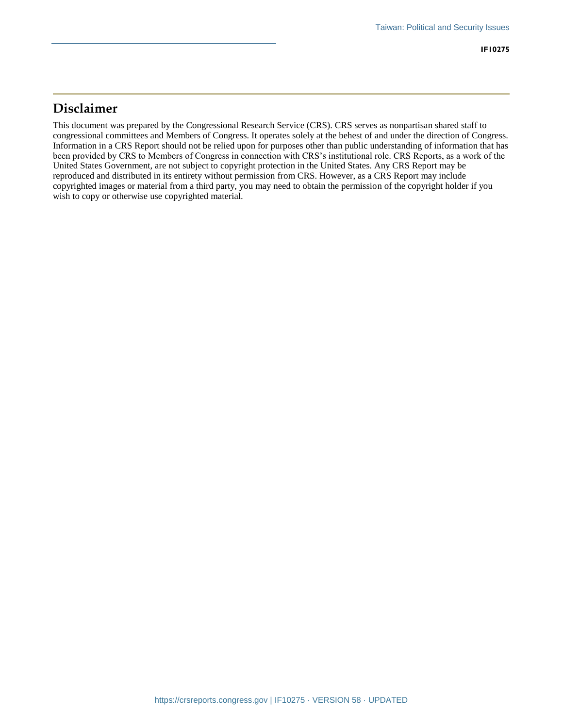## Disclaimer

This document was prepared by the Congressional Research Service (CRS). CRS serves as nonpartisan shared staff to congressional committees and Members of Congress. It operates solely at the behest of and under the direction of Congress. Information in a CRS Report should not be relied upon for purposes other than public understanding of information that has been provided by CRS to Members of Congress in connection with CRS's institutional role. CRS Reports, as a work of the United States Government, are not subject to copyright protection in the United States. Any CRS Report may be reproduced and distributed in its entirety without permission from CRS. However, as a CRS Report may include copyrighted images or material from a third party, you may need to obtain the permission of the copyright holder if you wish to copy or otherwise use copyrighted material.